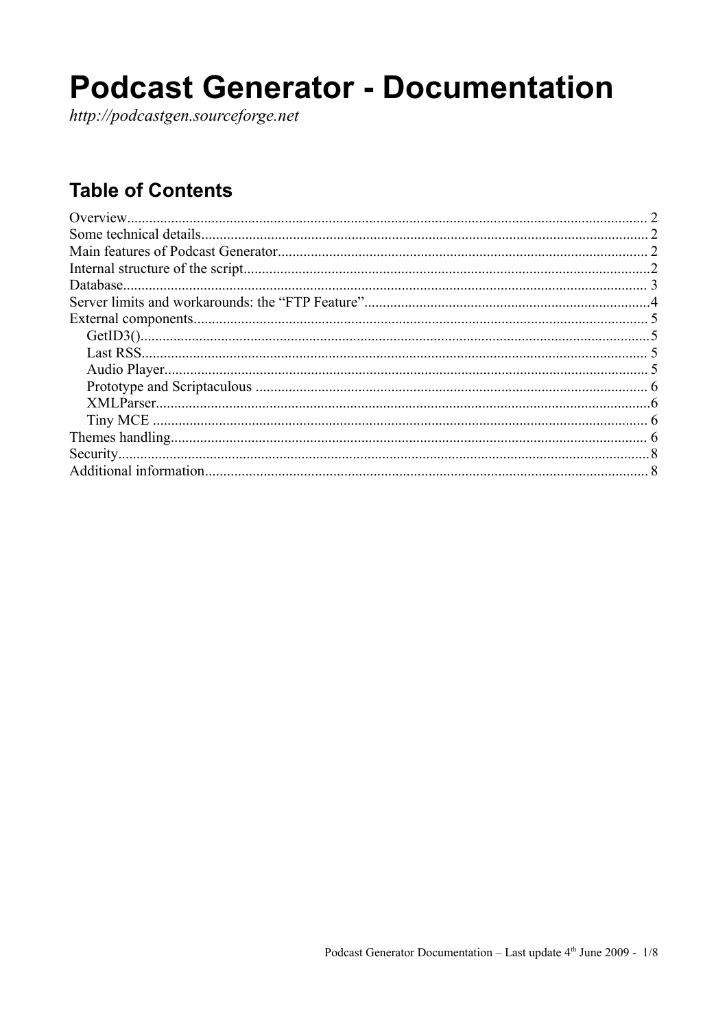# Podcast Generator - Documentation

*http://podcastgen.sourceforge.net*

## Table of Contents

Overview........................................................................................................................................ 2
Some technical details..................................................................................................................... 2
Main features of Podcast Generator................................................................................................ 2
Internal structure of the script..........................................................................................................2
Database.......................................................................................................................................... 3
Server limits and workarounds: the “FTP Feature”..........................................................................4
External components........................................................................................................................ 5
- GetID3()......................................................................................................................................5
- Last RSS..................................................................................................................................... 5
- Audio Player................................................................................................................................ 5
- Prototype and Scriptaculous ........................................................................................................ 6
- XMLParser...................................................................................................................................6
- Tiny MCE .................................................................................................................................... 6

Themes handling............................................................................................................................. 6
Security............................................................................................................................................8
Additional information..................................................................................................................... 8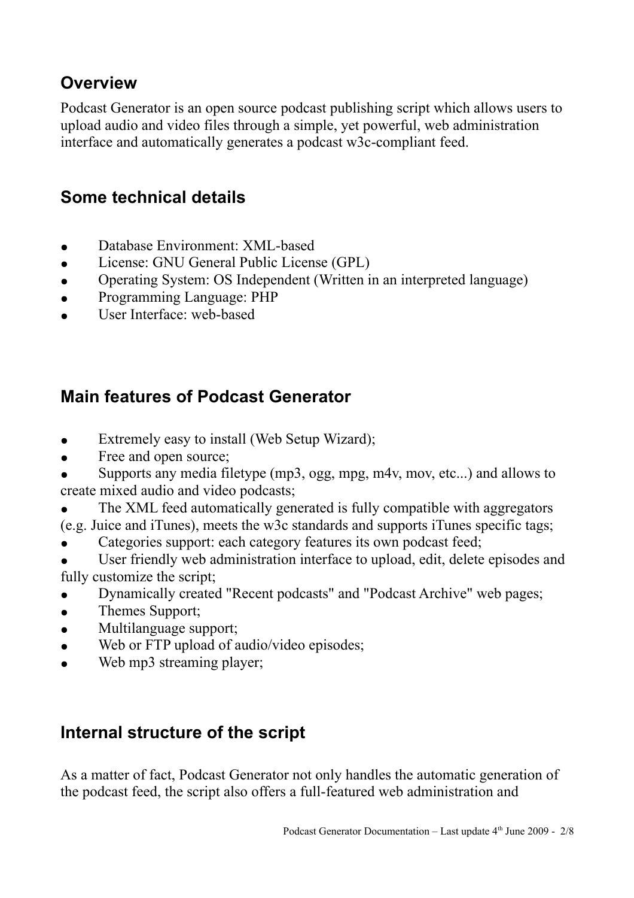## Overview

Podcast Generator is an open source podcast publishing script which allows users to upload audio and video files through a simple, yet powerful, web administration interface and automatically generates a podcast w3c-compliant feed.

## Some technical details

- Database Environment: XML-based
- License: GNU General Public License (GPL)
- Operating System: OS Independent (Written in an interpreted language)
- Programming Language: PHP
- User Interface: web-based

## Main features of Podcast Generator

- Extremely easy to install (Web Setup Wizard);
- Free and open source;
- Supports any media filetype (mp3, ogg, mpg, m4v, mov, etc...) and allows to create mixed audio and video podcasts;
- The XML feed automatically generated is fully compatible with aggregators (e.g. Juice and iTunes), meets the w3c standards and supports iTunes specific tags;
- Categories support: each category features its own podcast feed;
- User friendly web administration interface to upload, edit, delete episodes and fully customize the script;
- Dynamically created "Recent podcasts" and "Podcast Archive" web pages;
- Themes Support;
- Multilanguage support;
- Web or FTP upload of audio/video episodes;
- Web mp3 streaming player;

## Internal structure of the script

As a matter of fact, Podcast Generator not only handles the automatic generation of the podcast feed, the script also offers a full-featured web administration and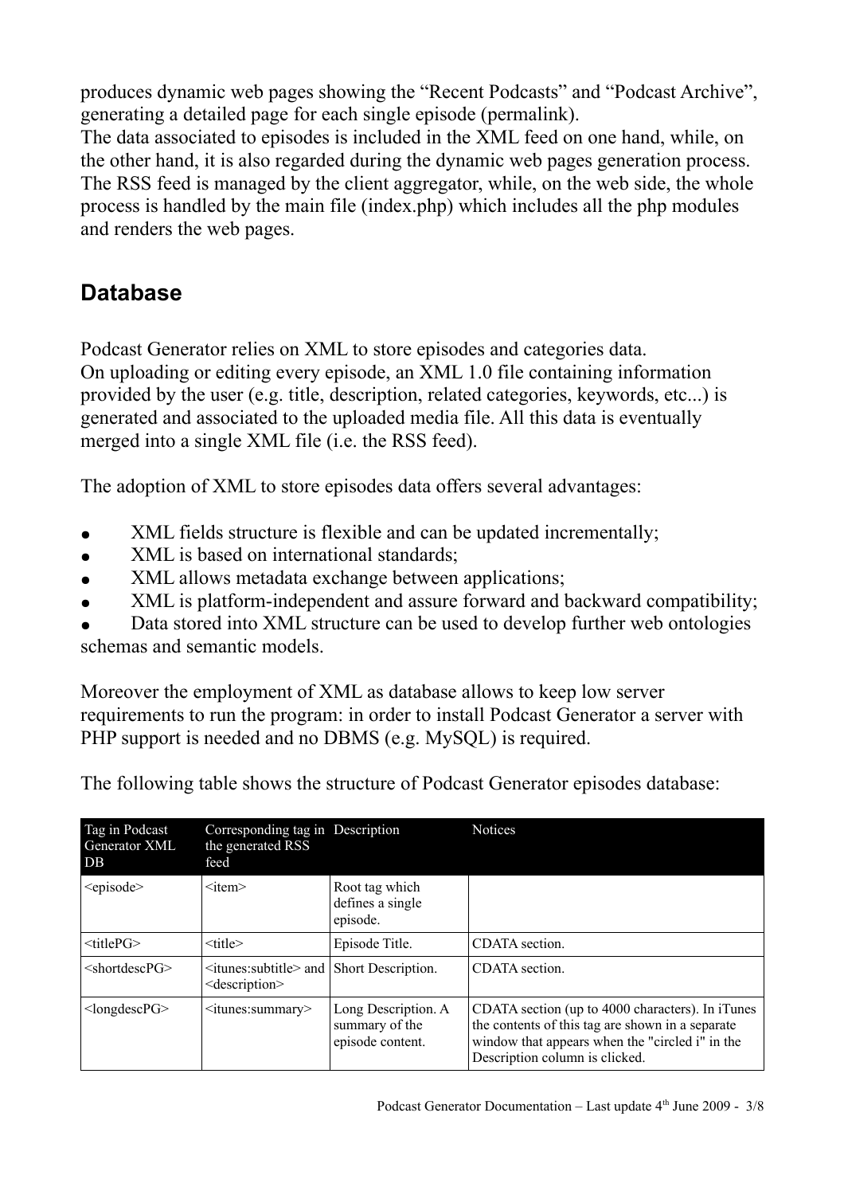produces dynamic web pages showing the "Recent Podcasts" and "Podcast Archive", generating a detailed page for each single episode (permalink).
The data associated to episodes is included in the XML feed on one hand, while, on the other hand, it is also regarded during the dynamic web pages generation process.
The RSS feed is managed by the client aggregator, while, on the web side, the whole process is handled by the main file (index.php) which includes all the php modules and renders the web pages.

## Database

Podcast Generator relies on XML to store episodes and categories data.
On uploading or editing every episode, an XML 1.0 file containing information provided by the user (e.g. title, description, related categories, keywords, etc...) is generated and associated to the uploaded media file. All this data is eventually merged into a single XML file (i.e. the RSS feed).

The adoption of XML to store episodes data offers several advantages:

- XML fields structure is flexible and can be updated incrementally;
- XML is based on international standards;
- XML allows metadata exchange between applications;
- XML is platform-independent and assure forward and backward compatibility;
- Data stored into XML structure can be used to develop further web ontologies schemas and semantic models.

Moreover the employment of XML as database allows to keep low server requirements to run the program: in order to install Podcast Generator a server with PHP support is needed and no DBMS (e.g. MySQL) is required.

The following table shows the structure of Podcast Generator episodes database:

| Tag in Podcast Generator XML DB | Corresponding tag in the generated RSS feed | Description | Notices |
|---|---|---|---|
| <episode> | <item> | Root tag which defines a single episode. | |
| <titlePG> | <title> | Episode Title. | CDATA section. |
| <shortdescPG> | <itunes:subtitle> and <description> | Short Description. | CDATA section. |
| <longdescPG> | <itunes:summary> | Long Description. A summary of the episode content. | CDATA section (up to 4000 characters). In iTunes the contents of this tag are shown in a separate window that appears when the "circled i" in the Description column is clicked. |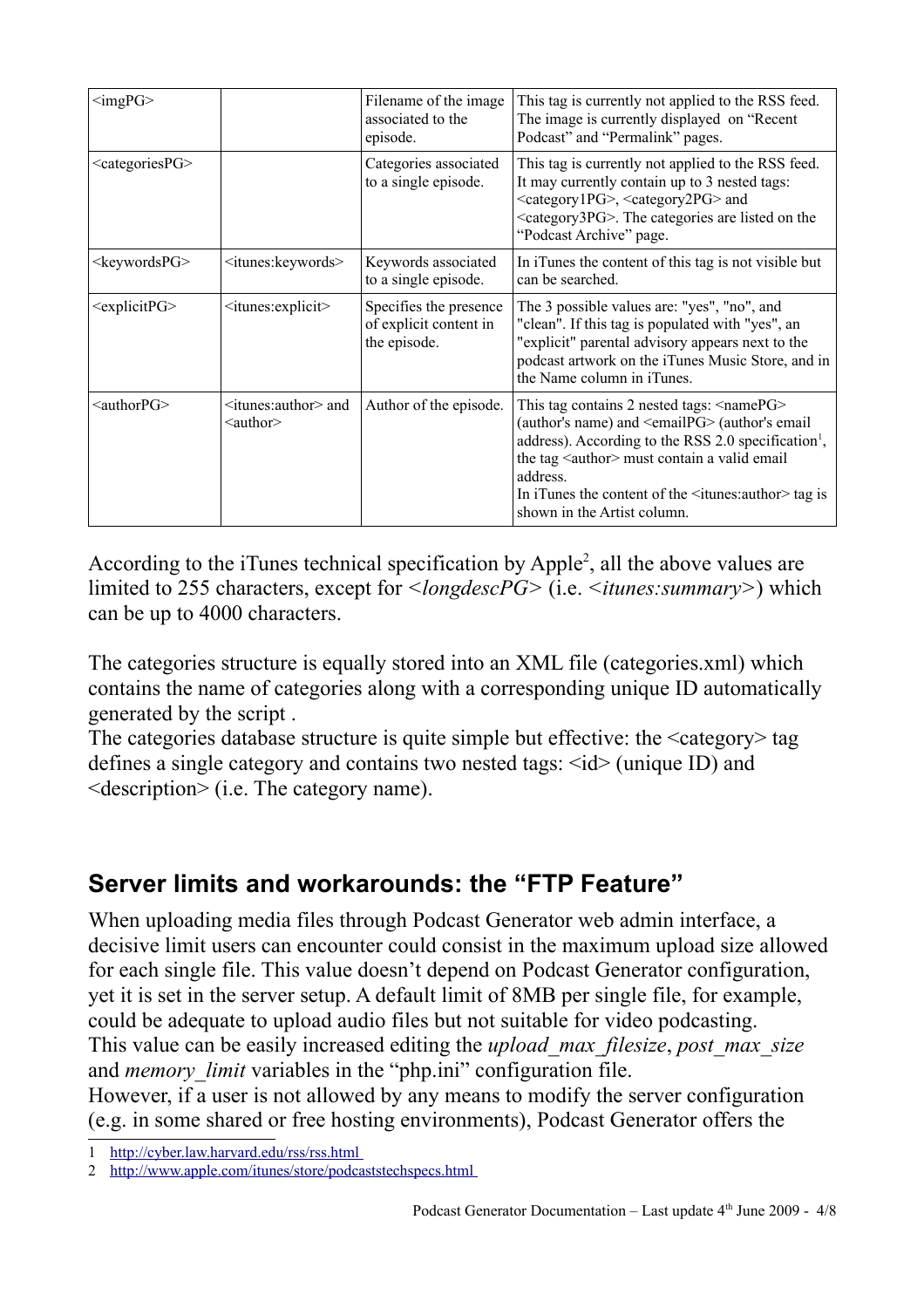| | | | |
|---|---|---|---|
| <imgPG> | | Filename of the image associated to the episode. | This tag is currently not applied to the RSS feed. The image is currently displayed on "Recent Podcast" and "Permalink" pages. |
| <categoriesPG> | | Categories associated to a single episode. | This tag is currently not applied to the RSS feed. It may currently contain up to 3 nested tags: <category1PG>, <category2PG> and <category3PG>. The categories are listed on the "Podcast Archive" page. |
| <keywordsPG> | <itunes:keywords> | Keywords associated to a single episode. | In iTunes the content of this tag is not visible but can be searched. |
| <explicitPG> | <itunes:explicit> | Specifies the presence of explicit content in the episode. | The 3 possible values are: "yes", "no", and "clean". If this tag is populated with "yes", an "explicit" parental advisory appears next to the podcast artwork on the iTunes Music Store, and in the Name column in iTunes. |
| <authorPG> | <itunes:author> and <author> | Author of the episode. | This tag contains 2 nested tags: <namePG> (author's name) and <emailPG> (author's email address). According to the RSS 2.0 specification[1], the tag <author> must contain a valid email address. In iTunes the content of the <itunes:author> tag is shown in the Artist column. |

According to the iTunes technical specification by Apple[2], all the above values are limited to 255 characters, except for *<longdescPG>* (i.e. *<itunes:summary>*) which can be up to 4000 characters.

The categories structure is equally stored into an XML file (categories.xml) which contains the name of categories along with a corresponding unique ID automatically generated by the script .
The categories database structure is quite simple but effective: the <category> tag defines a single category and contains two nested tags: <id> (unique ID) and <description> (i.e. The category name).

## Server limits and workarounds: the "FTP Feature"

When uploading media files through Podcast Generator web admin interface, a decisive limit users can encounter could consist in the maximum upload size allowed for each single file. This value doesn't depend on Podcast Generator configuration, yet it is set in the server setup. A default limit of 8MB per single file, for example, could be adequate to upload audio files but not suitable for video podcasting.
This value can be easily increased editing the *upload_max_filesize*, *post_max_size* and *memory_limit* variables in the "php.ini" configuration file.
However, if a user is not allowed by any means to modify the server configuration (e.g. in some shared or free hosting environments), Podcast Generator offers the

1 http://cyber.law.harvard.edu/rss/rss.html
2 http://www.apple.com/itunes/store/podcaststechspecs.html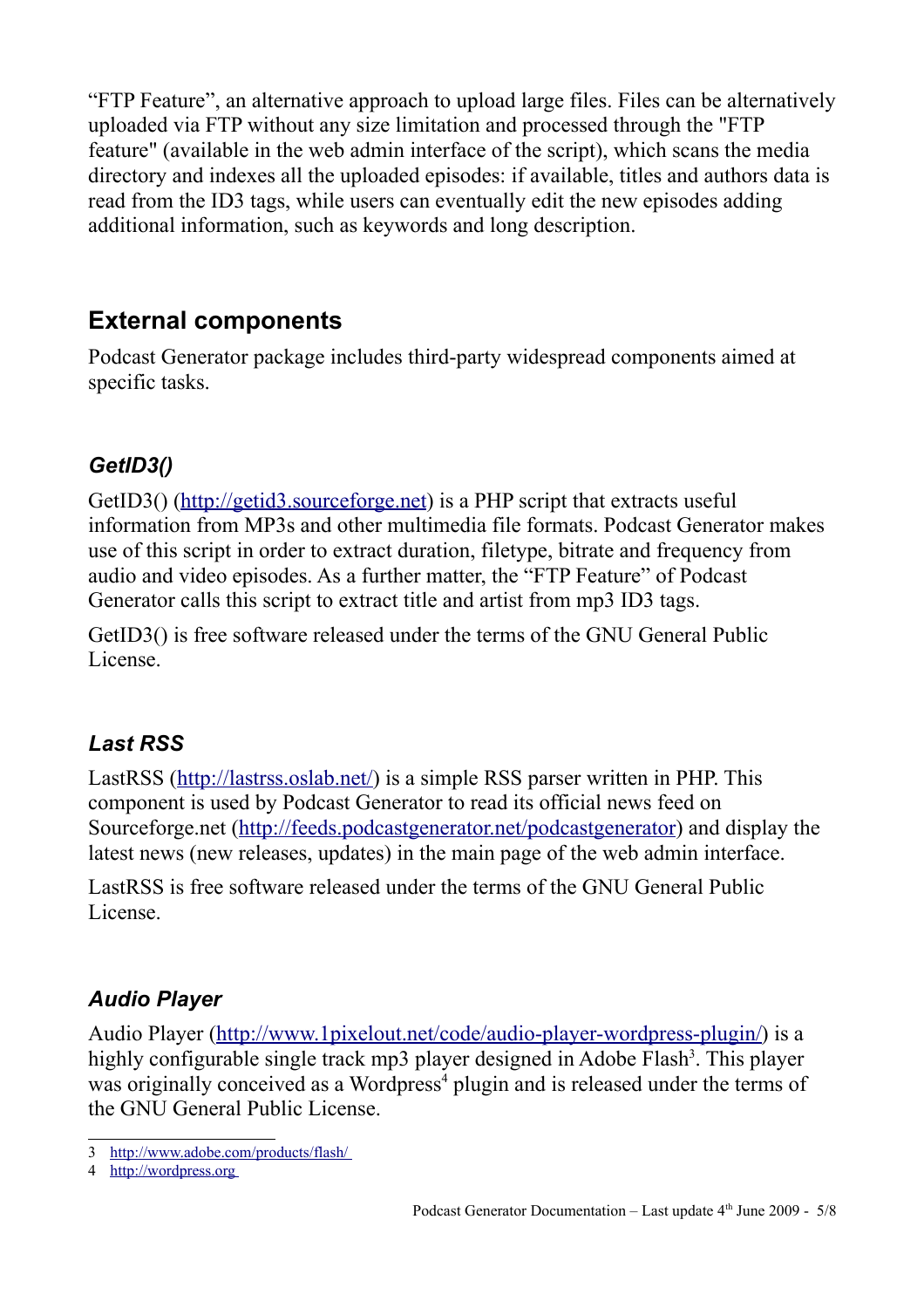"FTP Feature", an alternative approach to upload large files. Files can be alternatively uploaded via FTP without any size limitation and processed through the "FTP feature" (available in the web admin interface of the script), which scans the media directory and indexes all the uploaded episodes: if available, titles and authors data is read from the ID3 tags, while users can eventually edit the new episodes adding additional information, such as keywords and long description.

## External components

Podcast Generator package includes third-party widespread components aimed at specific tasks.

### *GetID3()*

GetID3() ([http://getid3.sourceforge.net](http://getid3.sourceforge.net)) is a PHP script that extracts useful information from MP3s and other multimedia file formats. Podcast Generator makes use of this script in order to extract duration, filetype, bitrate and frequency from audio and video episodes. As a further matter, the "FTP Feature" of Podcast Generator calls this script to extract title and artist from mp3 ID3 tags.

GetID3() is free software released under the terms of the GNU General Public License.

### *Last RSS*

LastRSS ([http://lastrss.oslab.net/](http://lastrss.oslab.net/)) is a simple RSS parser written in PHP. This component is used by Podcast Generator to read its official news feed on Sourceforge.net ([http://feeds.podcastgenerator.net/podcastgenerator](http://feeds.podcastgenerator.net/podcastgenerator)) and display the latest news (new releases, updates) in the main page of the web admin interface.

LastRSS is free software released under the terms of the GNU General Public License.

### *Audio Player*

Audio Player ([http://www.1pixelout.net/code/audio-player-wordpress-plugin/](http://www.1pixelout.net/code/audio-player-wordpress-plugin/)) is a highly configurable single track mp3 player designed in Adobe Flash[3]. This player was originally conceived as a Wordpress[4] plugin and is released under the terms of the GNU General Public License.

---

3 [http://www.adobe.com/products/flash/](http://www.adobe.com/products/flash/)

4 [http://wordpress.org](http://wordpress.org)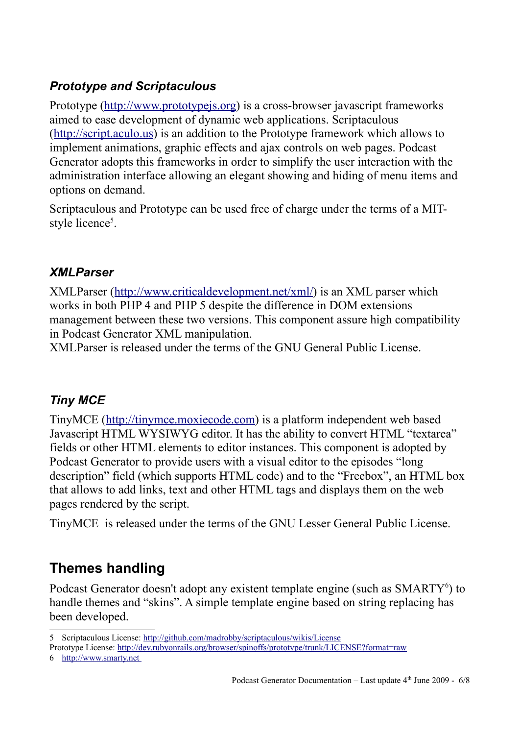### *Prototype and Scriptaculous*

Prototype (http://www.prototypejs.org) is a cross-browser javascript frameworks aimed to ease development of dynamic web applications. Scriptaculous (http://script.aculo.us) is an addition to the Prototype framework which allows to implement animations, graphic effects and ajax controls on web pages. Podcast Generator adopts this frameworks in order to simplify the user interaction with the administration interface allowing an elegant showing and hiding of menu items and options on demand.

Scriptaculous and Prototype can be used free of charge under the terms of a MIT-style licence[5].

### *XMLParser*

XMLParser (http://www.criticaldevelopment.net/xml/) is an XML parser which works in both PHP 4 and PHP 5 despite the difference in DOM extensions management between these two versions. This component assure high compatibility in Podcast Generator XML manipulation.
XMLParser is released under the terms of the GNU General Public License.

### *Tiny MCE*

TinyMCE (http://tinymce.moxiecode.com) is a platform independent web based Javascript HTML WYSIWYG editor. It has the ability to convert HTML "textarea" fields or other HTML elements to editor instances. This component is adopted by Podcast Generator to provide users with a visual editor to the episodes "long description" field (which supports HTML code) and to the "Freebox", an HTML box that allows to add links, text and other HTML tags and displays them on the web pages rendered by the script.

TinyMCE  is released under the terms of the GNU Lesser General Public License.

## Themes handling

Podcast Generator doesn't adopt any existent template engine (such as SMARTY[6]) to handle themes and "skins". A simple template engine based on string replacing has been developed.

---

5 Scriptaculous License: http://github.com/madrobby/scriptaculous/wikis/License
Prototype License: http://dev.rubyonrails.org/browser/spinoffs/prototype/trunk/LICENSE?format=raw
6 http://www.smarty.net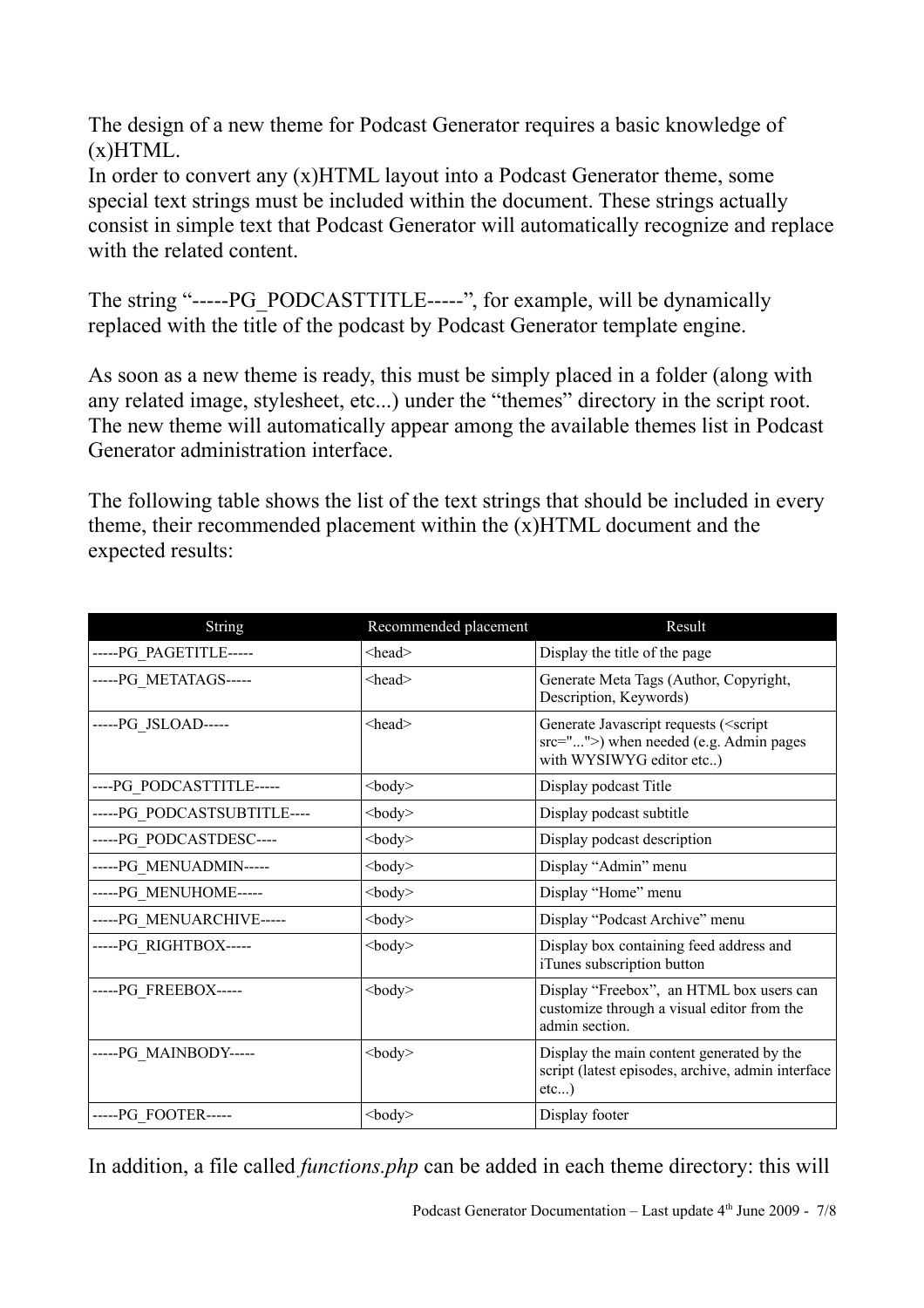The design of a new theme for Podcast Generator requires a basic knowledge of (x)HTML.
In order to convert any (x)HTML layout into a Podcast Generator theme, some special text strings must be included within the document. These strings actually consist in simple text that Podcast Generator will automatically recognize and replace with the related content.

The string "-----PG_PODCASTTITLE-----", for example, will be dynamically replaced with the title of the podcast by Podcast Generator template engine.

As soon as a new theme is ready, this must be simply placed in a folder (along with any related image, stylesheet, etc...) under the "themes" directory in the script root. The new theme will automatically appear among the available themes list in Podcast Generator administration interface.

The following table shows the list of the text strings that should be included in every theme, their recommended placement within the (x)HTML document and the expected results:

| String | Recommended placement | Result |
|---|---|---|
| -----PG_PAGETITLE----- | <head> | Display the title of the page |
| -----PG_METATAGS----- | <head> | Generate Meta Tags (Author, Copyright, Description, Keywords) |
| -----PG_JSLOAD----- | <head> | Generate Javascript requests (<script src="...">) when needed (e.g. Admin pages with WYSIWYG editor etc..) |
| ----PG_PODCASTTITLE----- | <body> | Display podcast Title |
| -----PG_PODCASTSUBTITLE---- | <body> | Display podcast subtitle |
| -----PG_PODCASTDESC---- | <body> | Display podcast description |
| -----PG_MENUADMIN----- | <body> | Display "Admin" menu |
| -----PG_MENUHOME----- | <body> | Display "Home" menu |
| -----PG_MENUARCHIVE----- | <body> | Display "Podcast Archive" menu |
| -----PG_RIGHTBOX----- | <body> | Display box containing feed address and iTunes subscription button |
| -----PG_FREEBOX----- | <body> | Display "Freebox", an HTML box users can customize through a visual editor from the admin section. |
| -----PG_MAINBODY----- | <body> | Display the main content generated by the script (latest episodes, archive, admin interface etc...) |
| -----PG_FOOTER----- | <body> | Display footer |

In addition, a file called *functions.php* can be added in each theme directory: this will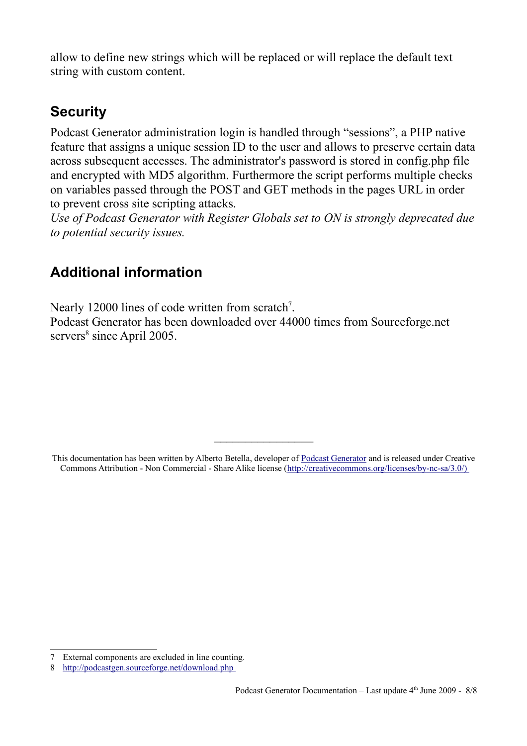allow to define new strings which will be replaced or will replace the default text string with custom content.

## Security

Podcast Generator administration login is handled through "sessions", a PHP native feature that assigns a unique session ID to the user and allows to preserve certain data across subsequent accesses. The administrator's password is stored in config.php file and encrypted with MD5 algorithm. Furthermore the script performs multiple checks on variables passed through the POST and GET methods in the pages URL in order to prevent cross site scripting attacks.
*Use of Podcast Generator with Register Globals set to ON is strongly deprecated due to potential security issues.*

## Additional information

Nearly 12000 lines of code written from scratch[7].
Podcast Generator has been downloaded over 44000 times from Sourceforge.net servers[8] since April 2005.

---

This documentation has been written by Alberto Betella, developer of [Podcast Generator]() and is released under Creative Commons Attribution - Non Commercial - Share Alike license (http://creativecommons.org/licenses/by-nc-sa/3.0/)

7 External components are excluded in line counting.
8 http://podcastgen.sourceforge.net/download.php